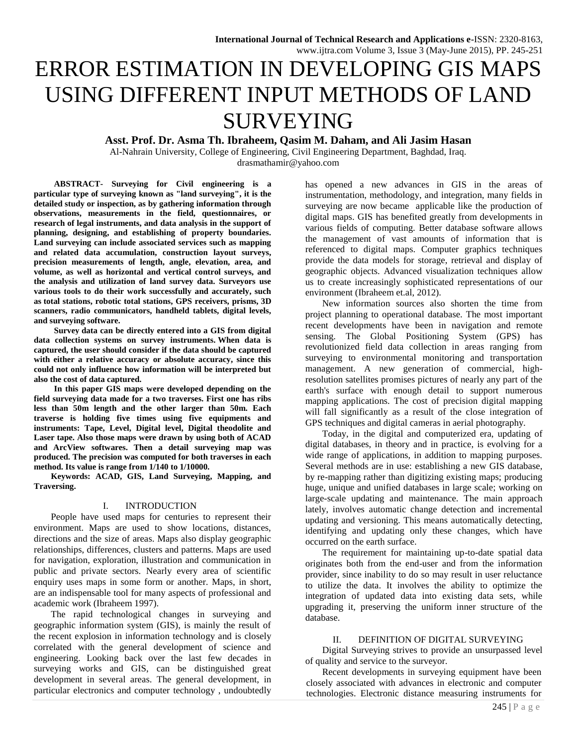# ERROR ESTIMATION IN DEVELOPING GIS MAPS USING DIFFERENT INPUT METHODS OF LAND SURVEYING

**Asst. Prof. Dr. Asma Th. Ibraheem, Qasim M. Daham, and Ali Jasim Hasan**

Al-Nahrain University, College of Engineering, Civil Engineering Department, Baghdad, Iraq.

drasmathamir@yahoo.com

**ABSTRACT- Surveying for Civil engineering is a particular type of surveying known as "land surveying", it is the detailed study or inspection, as by gathering information through observations, measurements in the field, questionnaires, or research of legal instruments, and data analysis in the support of planning, designing, and establishing of property boundaries. Land surveying can include associated services such as mapping and related data accumulation, construction layout surveys, precision measurements of length, angle, elevation, area, and volume, as well as horizontal and vertical control surveys, and the analysis and utilization of land survey data. Surveyors use various tools to do their work successfully and accurately, such as total stations, robotic total stations, GPS receivers, prisms, 3D scanners, radio communicators, handheld tablets, digital levels, and surveying software.**

**Survey data can be directly entered into a GIS from digital data collection systems on survey instruments. When data is captured, the user should consider if the data should be captured with either a relative accuracy or absolute accuracy, since this could not only influence how information will be interpreted but also the cost of data captured.**

**In this paper GIS maps were developed depending on the field surveying data made for a two traverses. First one has ribs less than 50m length and the other larger than 50m. Each traverse is holding five times using five equipments and instruments: Tape, Level, Digital level, Digital theodolite and Laser tape. Also those maps were drawn by using both of ACAD and ArcView softwares. Then a detail surveying map was produced. The precision was computed for both traverses in each method. Its value is range from 1/140 to 1/10000.**

**Keywords: ACAD, GIS, Land Surveying, Mapping, and Traversing.**

## I. INTRODUCTION

People have used maps for centuries to represent their environment. Maps are used to show locations, distances, directions and the size of areas. Maps also display geographic relationships, differences, clusters and patterns. Maps are used for navigation, exploration, illustration and communication in public and private sectors. Nearly every area of scientific enquiry uses maps in some form or another. Maps, in short, are an indispensable tool for many aspects of professional and academic work (Ibraheem 1997).

The rapid technological changes in surveying and geographic information system (GIS), is mainly the result of the recent explosion in information technology and is closely correlated with the general development of science and engineering. Looking back over the last few decades in surveying works and GIS, can be distinguished great development in several areas. The general development, in particular electronics and computer technology , undoubtedly has opened a new advances in GIS in the areas of instrumentation, methodology, and integration, many fields in surveying are now became applicable like the production of digital maps. GIS has benefited greatly from developments in various fields of computing. Better database software allows the management of vast amounts of information that is referenced to digital maps. Computer graphics techniques provide the data models for storage, retrieval and display of geographic objects. Advanced visualization techniques allow us to create increasingly sophisticated representations of our environment (Ibraheem et.al, 2012).

New information sources also shorten the time from project planning to operational database. The most important recent developments have been in navigation and remote sensing. The Global Positioning System (GPS) has revolutionized field data collection in areas ranging from surveying to environmental monitoring and transportation management. A new generation of commercial, high-resolution satellites promises pictures of nearly any part of the earth's surface with enough detail to support numerous mapping applications. The cost of precision digital mapping will fall significantly as a result of the close integration of GPS techniques and digital cameras in aerial photography.

Today, in the digital and computerized era, updating of digital databases, in theory and in practice, is evolving for a wide range of applications, in addition to mapping purposes. Several methods are in use: establishing a new GIS database, by re-mapping rather than digitizing existing maps; producing huge, unique and unified databases in large scale; working on large-scale updating and maintenance. The main approach lately, involves automatic change detection and incremental updating and versioning. This means automatically detecting, identifying and updating only these changes, which have occurred on the earth surface.

The requirement for maintaining up-to-date spatial data originates both from the end-user and from the information provider, since inability to do so may result in user reluctance to utilize the data. It involves the ability to optimize the integration of updated data into existing data sets, while upgrading it, preserving the uniform inner structure of the database.

## II. DEFINITION OF DIGITAL SURVEYING

Digital Surveying strives to provide an unsurpassed level of quality and service to the surveyor.

Recent developments in surveying equipment have been closely associated with advances in electronic and computer technologies. Electronic distance measuring instruments for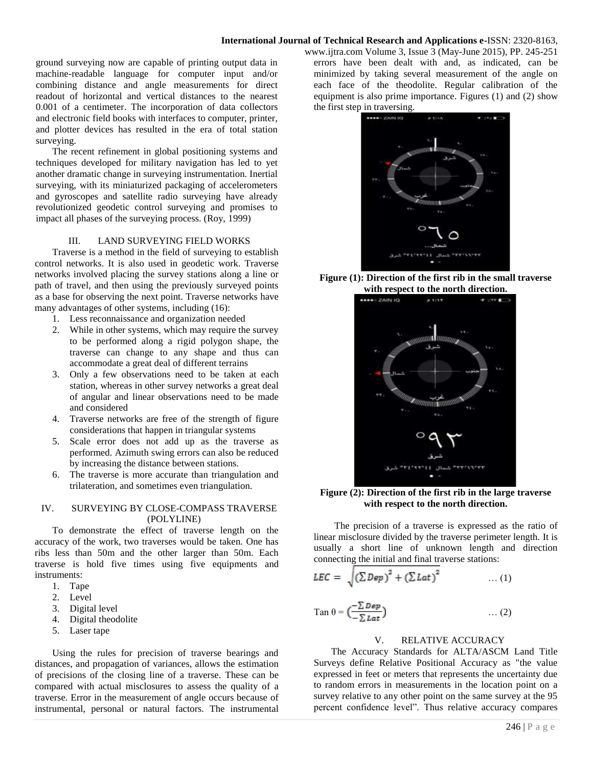ground surveying now are capable of printing output data in machine-readable language for computer input and/or combining distance and angle measurements for direct readout of horizontal and vertical distances to the nearest 0.001 of a centimeter. The incorporation of data collectors and electronic field books with interfaces to computer, printer, and plotter devices has resulted in the era of total station surveying.

The recent refinement in global positioning systems and techniques developed for military navigation has led to yet another dramatic change in surveying instrumentation. Inertial surveying, with its miniaturized packaging of accelerometers and gyroscopes and satellite radio surveying have already revolutionized geodetic control surveying and promises to impact all phases of the surveying process. (Roy, 1999)

## III. LAND SURVEYING FIELD WORKS

Traverse is a method in the field of surveying to establish control networks. It is also used in geodetic work. Traverse networks involved placing the survey stations along a line or path of travel, and then using the previously surveyed points as a base for observing the next point. Traverse networks have many advantages of other systems, including (16):

1. Less reconnaissance and organization needed
2. While in other systems, which may require the survey to be performed along a rigid polygon shape, the traverse can change to any shape and thus can accommodate a great deal of different terrains
3. Only a few observations need to be taken at each station, whereas in other survey networks a great deal of angular and linear observations need to be made and considered
4. Traverse networks are free of the strength of figure considerations that happen in triangular systems
5. Scale error does not add up as the traverse as performed. Azimuth swing errors can also be reduced by increasing the distance between stations.
6. The traverse is more accurate than triangulation and trilateration, and sometimes even triangulation.

## IV. SURVEYING BY CLOSE-COMPASS TRAVERSE (POLYLINE)

To demonstrate the effect of traverse length on the accuracy of the work, two traverses would be taken. One has ribs less than 50m and the other larger than 50m. Each traverse is hold five times using five equipments and instruments:

1. Tape
2. Level
3. Digital level
4. Digital theodolite
5. Laser tape

Using the rules for precision of traverse bearings and distances, and propagation of variances, allows the estimation of precisions of the closing line of a traverse. These can be compared with actual misclosures to assess the quality of a traverse. Error in the measurement of angle occurs because of instrumental, personal or natural factors. The instrumental errors have been dealt with and, as indicated, can be minimized by taking several measurement of the angle on each face of the theodolite. Regular calibration of the equipment is also prime importance. Figures (1) and (2) show the first step in traversing.

**Figure (1): Direction of the first rib in the small traverse with respect to the north direction.**

**Figure (2): Direction of the first rib in the large traverse with respect to the north direction.**

The precision of a traverse is expressed as the ratio of linear misclosure divided by the traverse perimeter length. It is usually a short line of unknown length and direction connecting the initial and final traverse stations:

$$LEC = \sqrt{\left(\sum Dep\right)^2 + \left(\sum Lat\right)^2} \qquad \dots (1)$$

$$\tan\theta = \left(\frac{-\sum Dep}{-\sum Lat}\right) \qquad \dots (2)$$

## V. RELATIVE ACCURACY

The Accuracy Standards for ALTA/ASCM Land Title Surveys define Relative Positional Accuracy as "the value expressed in feet or meters that represents the uncertainty due to random errors in measurements in the location point on a survey relative to any other point on the same survey at the 95 percent confidence level". Thus relative accuracy compares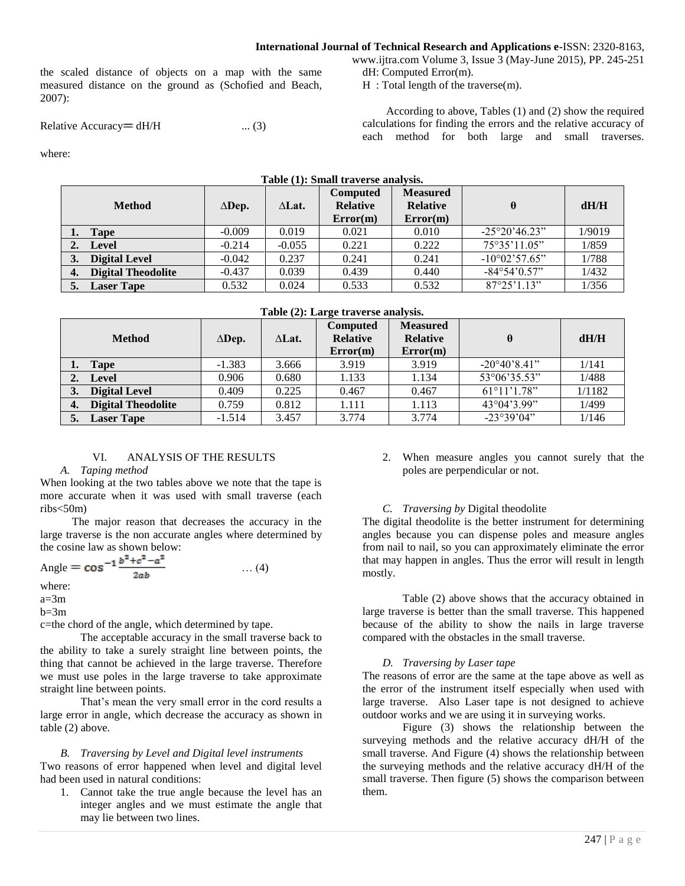the scaled distance of objects on a map with the same measured distance on the ground as (Schofied and Beach, 2007):

Relative Accuracy $=$ dH/H ... (3)

where:

dH: Computed Error(m).

H : Total length of the traverse(m).

According to above, Tables (1) and (2) show the required calculations for finding the errors and the relative accuracy of each method for both large and small traverses.

**Table (1): Small traverse analysis.**

| Method | ∆Dep. | ∆Lat. | Computed Relative Error(m) | Measured Relative Error(m) | θ | dH/H |
|---|---|---|---|---|---|---|
| 1. **Tape** | -0.009 | 0.019 | 0.021 | 0.010 | -25°20'46.23" | 1/9019 |
| 2. **Level** | -0.214 | -0.055 | 0.221 | 0.222 | 75°35'11.05" | 1/859 |
| 3. **Digital Level** | -0.042 | 0.237 | 0.241 | 0.241 | -10°02'57.65" | 1/788 |
| 4. **Digital Theodolite** | -0.437 | 0.039 | 0.439 | 0.440 | -84°54'0.57" | 1/432 |
| 5. **Laser Tape** | 0.532 | 0.024 | 0.533 | 0.532 | 87°25'1.13" | 1/356 |

**Table (2): Large traverse analysis.**

| Method | ∆Dep. | ∆Lat. | Computed Relative Error(m) | Measured Relative Error(m) | θ | dH/H |
|---|---|---|---|---|---|---|
| 1. **Tape** | -1.383 | 3.666 | 3.919 | 3.919 | -20°40'8.41" | 1/141 |
| 2. **Level** | 0.906 | 0.680 | 1.133 | 1.134 | 53°06'35.53" | 1/488 |
| 3. **Digital Level** | 0.409 | 0.225 | 0.467 | 0.467 | 61°11'1.78" | 1/1182 |
| 4. **Digital Theodolite** | 0.759 | 0.812 | 1.111 | 1.113 | 43°04'3.99" | 1/499 |
| 5. **Laser Tape** | -1.514 | 3.457 | 3.774 | 3.774 | -23°39'04" | 1/146 |

## VI. ANALYSIS OF THE RESULTS

### *A. Taping method*

When looking at the two tables above we note that the tape is more accurate when it was used with small traverse (each ribs<50m)

The major reason that decreases the accuracy in the large traverse is the non accurate angles where determined by the cosine law as shown below:

$$\text{Angle} = \cos^{-1}\frac{b^2+c^2-a^2}{2ab} \qquad \dots (4)$$

where:

a=3m

b=3m

c=the chord of the angle, which determined by tape.

The acceptable accuracy in the small traverse back to the ability to take a surely straight line between points, the thing that cannot be achieved in the large traverse. Therefore we must use poles in the large traverse to take approximate straight line between points.

That's mean the very small error in the cord results a large error in angle, which decrease the accuracy as shown in table (2) above.

### *B. Traversing by Level and Digital level instruments*

Two reasons of error happened when level and digital level had been used in natural conditions:

1. Cannot take the true angle because the level has an integer angles and we must estimate the angle that may lie between two lines.
2. When measure angles you cannot surely that the poles are perpendicular or not.

### *C. Traversing by* Digital theodolite

The digital theodolite is the better instrument for determining angles because you can dispense poles and measure angles from nail to nail, so you can approximately eliminate the error that may happen in angles. Thus the error will result in length mostly.

Table (2) above shows that the accuracy obtained in large traverse is better than the small traverse. This happened because of the ability to show the nails in large traverse compared with the obstacles in the small traverse.

### *D. Traversing by Laser tape*

The reasons of error are the same at the tape above as well as the error of the instrument itself especially when used with large traverse. Also Laser tape is not designed to achieve outdoor works and we are using it in surveying works.

Figure (3) shows the relationship between the surveying methods and the relative accuracy dH/H of the small traverse. And Figure (4) shows the relationship between the surveying methods and the relative accuracy dH/H of the small traverse. Then figure (5) shows the comparison between them.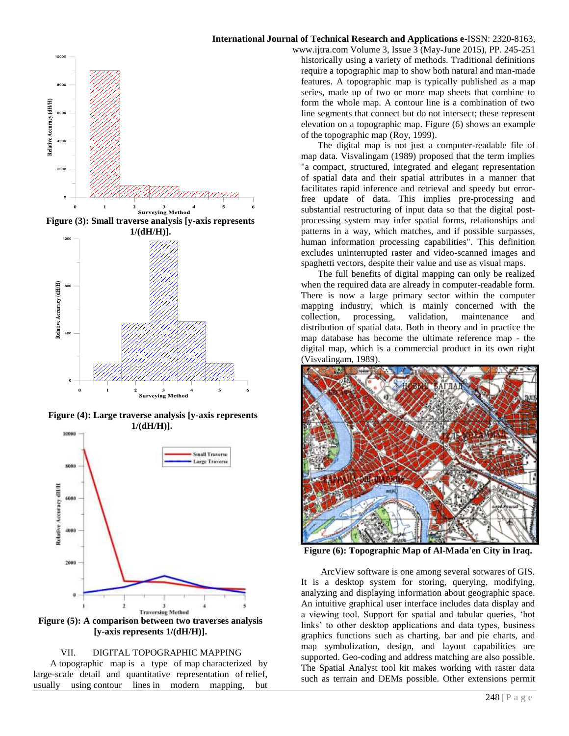Figure (3): Small traverse analysis [y-axis represents 1/(dH/H)].

Figure (4): Large traverse analysis [y-axis represents 1/(dH/H)].

Figure (5): A comparison between two traverses analysis [y-axis represents 1/(dH/H)].

## VII. DIGITAL TOPOGRAPHIC MAPPING

A topographic map is a type of map characterized by large-scale detail and quantitative representation of relief, usually using contour lines in modern mapping, but historically using a variety of methods. Traditional definitions require a topographic map to show both natural and man-made features. A topographic map is typically published as a map series, made up of two or more map sheets that combine to form the whole map. A contour line is a combination of two line segments that connect but do not intersect; these represent elevation on a topographic map. Figure (6) shows an example of the topographic map (Roy, 1999).

The digital map is not just a computer-readable file of map data. Visvalingam (1989) proposed that the term implies "a compact, structured, integrated and elegant representation of spatial data and their spatial attributes in a manner that facilitates rapid inference and retrieval and speedy but error-free update of data. This implies pre-processing and substantial restructuring of input data so that the digital post-processing system may infer spatial forms, relationships and patterns in a way, which matches, and if possible surpasses, human information processing capabilities". This definition excludes uninterrupted raster and video-scanned images and spaghetti vectors, despite their value and use as visual maps.

The full benefits of digital mapping can only be realized when the required data are already in computer-readable form. There is now a large primary sector within the computer mapping industry, which is mainly concerned with the collection, processing, validation, maintenance and distribution of spatial data. Both in theory and in practice the map database has become the ultimate reference map - the digital map, which is a commercial product in its own right (Visvalingam, 1989).

Figure (6): Topographic Map of Al-Mada'en City in Iraq.

ArcView software is one among several sotwares of GIS. It is a desktop system for storing, querying, modifying, analyzing and displaying information about geographic space. An intuitive graphical user interface includes data display and a viewing tool. Support for spatial and tabular queries, 'hot links' to other desktop applications and data types, business graphics functions such as charting, bar and pie charts, and map symbolization, design, and layout capabilities are supported. Geo-coding and address matching are also possible. The Spatial Analyst tool kit makes working with raster data such as terrain and DEMs possible. Other extensions permit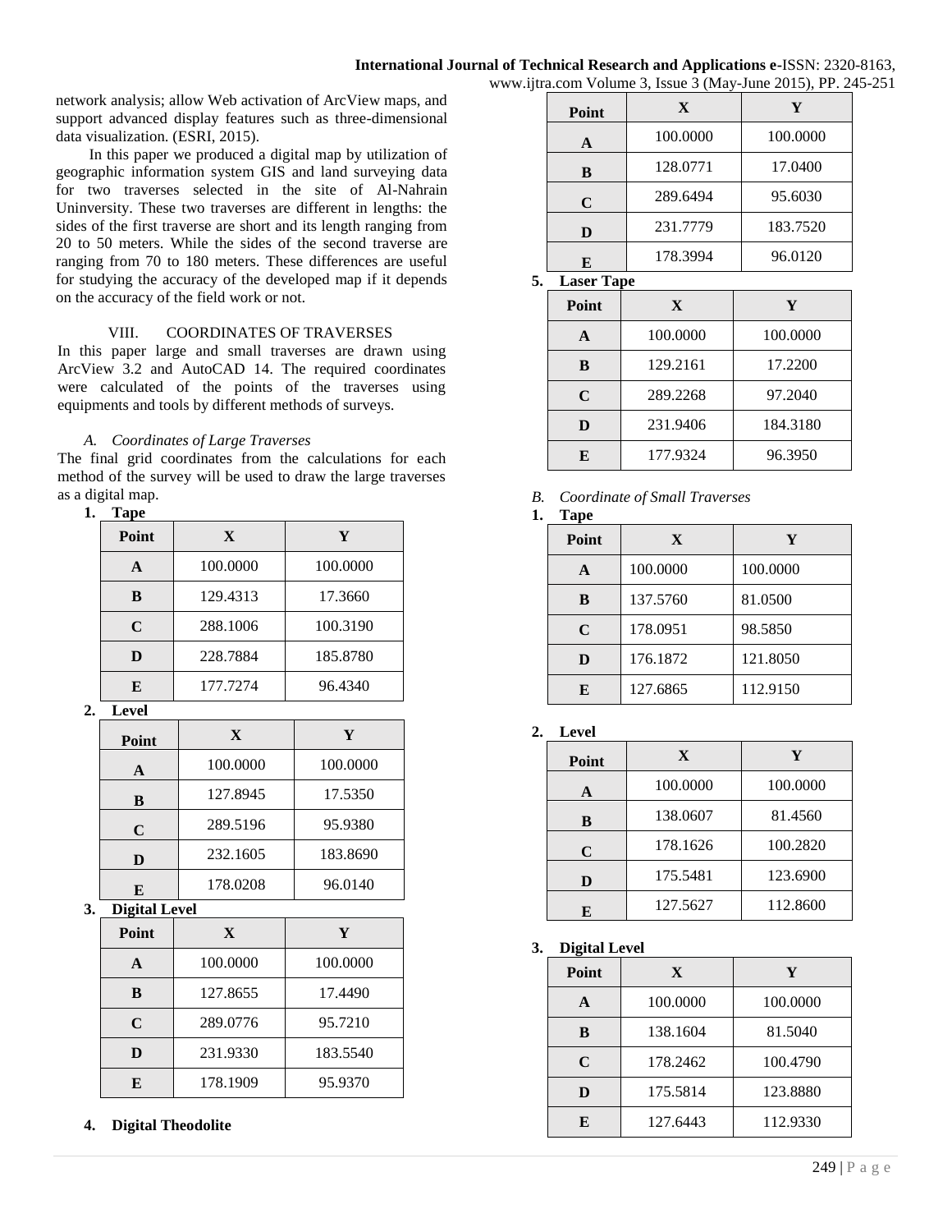network analysis; allow Web activation of ArcView maps, and support advanced display features such as three-dimensional data visualization. (ESRI, 2015).

In this paper we produced a digital map by utilization of geographic information system GIS and land surveying data for two traverses selected in the site of Al-Nahrain Uninversity. These two traverses are different in lengths: the sides of the first traverse are short and its length ranging from 20 to 50 meters. While the sides of the second traverse are ranging from 70 to 180 meters. These differences are useful for studying the accuracy of the developed map if it depends on the accuracy of the field work or not.

## VIII. COORDINATES OF TRAVERSES

In this paper large and small traverses are drawn using ArcView 3.2 and AutoCAD 14. The required coordinates were calculated of the points of the traverses using equipments and tools by different methods of surveys.

### *A. Coordinates of Large Traverses*

The final grid coordinates from the calculations for each method of the survey will be used to draw the large traverses as a digital map.

**1. Tape**

| Point | X | Y |
|---|---|---|
| A | 100.0000 | 100.0000 |
| B | 129.4313 | 17.3660 |
| C | 288.1006 | 100.3190 |
| D | 228.7884 | 185.8780 |
| E | 177.7274 | 96.4340 |

**2. Level**

| Point | X | Y |
|---|---|---|
| A | 100.0000 | 100.0000 |
| B | 127.8945 | 17.5350 |
| C | 289.5196 | 95.9380 |
| D | 232.1605 | 183.8690 |
| E | 178.0208 | 96.0140 |

**3. Digital Level**

| Point | X | Y |
|---|---|---|
| A | 100.0000 | 100.0000 |
| B | 127.8655 | 17.4490 |
| C | 289.0776 | 95.7210 |
| D | 231.9330 | 183.5540 |
| E | 178.1909 | 95.9370 |

**4. Digital Theodolite**

| Point | X | Y |
|---|---|---|
| A | 100.0000 | 100.0000 |
| B | 128.0771 | 17.0400 |
| C | 289.6494 | 95.6030 |
| D | 231.7779 | 183.7520 |
| E | 178.3994 | 96.0120 |

**5. Laser Tape**

| Point | X | Y |
|---|---|---|
| A | 100.0000 | 100.0000 |
| B | 129.2161 | 17.2200 |
| C | 289.2268 | 97.2040 |
| D | 231.9406 | 184.3180 |
| E | 177.9324 | 96.3950 |

### *B. Coordinate of Small Traverses*

**1. Tape**

| Point | X | Y |
|---|---|---|
| A | 100.0000 | 100.0000 |
| B | 137.5760 | 81.0500 |
| C | 178.0951 | 98.5850 |
| D | 176.1872 | 121.8050 |
| E | 127.6865 | 112.9150 |

**2. Level**

| Point | X | Y |
|---|---|---|
| A | 100.0000 | 100.0000 |
| B | 138.0607 | 81.4560 |
| C | 178.1626 | 100.2820 |
| D | 175.5481 | 123.6900 |
| E | 127.5627 | 112.8600 |

**3. Digital Level**

| Point | X | Y |
|---|---|---|
| A | 100.0000 | 100.0000 |
| B | 138.1604 | 81.5040 |
| C | 178.2462 | 100.4790 |
| D | 175.5814 | 123.8880 |
| E | 127.6443 | 112.9330 |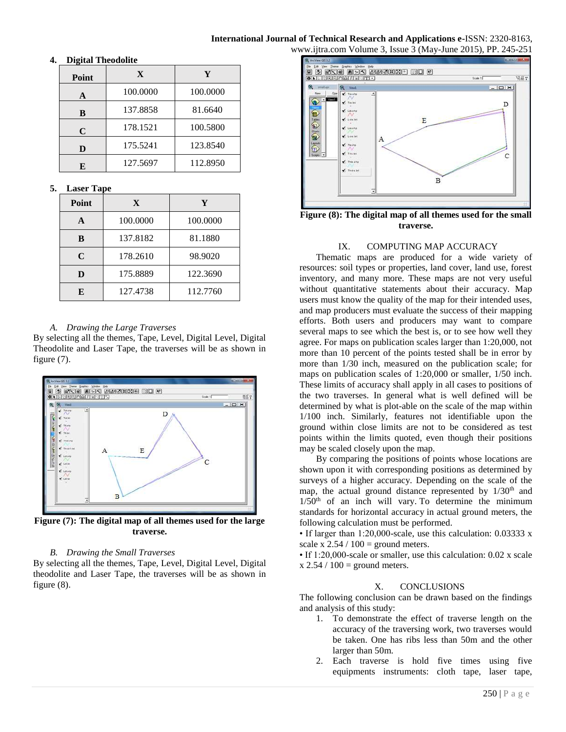**4. Digital Theodolite**

| Point | X | Y |
|---|---|---|
| A | 100.0000 | 100.0000 |
| B | 137.8858 | 81.6640 |
| C | 178.1521 | 100.5800 |
| D | 175.5241 | 123.8540 |
| E | 127.5697 | 112.8950 |

**5. Laser Tape**

| Point | X | Y |
|---|---|---|
| A | 100.0000 | 100.0000 |
| B | 137.8182 | 81.1880 |
| C | 178.2610 | 98.9020 |
| D | 175.8889 | 122.3690 |
| E | 127.4738 | 112.7760 |

### *A. Drawing the Large Traverses*

By selecting all the themes, Tape, Level, Digital Level, Digital Theodolite and Laser Tape, the traverses will be as shown in figure (7).

**Figure (7): The digital map of all themes used for the large traverse.**

### *B. Drawing the Small Traverses*

By selecting all the themes, Tape, Level, Digital Level, Digital theodolite and Laser Tape, the traverses will be as shown in figure (8).

**Figure (8): The digital map of all themes used for the small traverse.**

## IX. COMPUTING MAP ACCURACY

Thematic maps are produced for a wide variety of resources: soil types or properties, land cover, land use, forest inventory, and many more. These maps are not very useful without quantitative statements about their accuracy. Map users must know the quality of the map for their intended uses, and map producers must evaluate the success of their mapping efforts. Both users and producers may want to compare several maps to see which the best is, or to see how well they agree. For maps on publication scales larger than 1:20,000, not more than 10 percent of the points tested shall be in error by more than 1/30 inch, measured on the publication scale; for maps on publication scales of 1:20,000 or smaller, 1/50 inch. These limits of accuracy shall apply in all cases to positions of the two traverses. In general what is well defined will be determined by what is plot-able on the scale of the map within 1/100 inch. Similarly, features not identifiable upon the ground within close limits are not to be considered as test points within the limits quoted, even though their positions may be scaled closely upon the map.

By comparing the positions of points whose locations are shown upon it with corresponding positions as determined by surveys of a higher accuracy. Depending on the scale of the map, the actual ground distance represented by 1/30th and 1/50th of an inch will vary. To determine the minimum standards for horizontal accuracy in actual ground meters, the following calculation must be performed.

• If larger than 1:20,000-scale, use this calculation: 0.03333 x scale x 2.54 / 100 = ground meters.

• If 1:20,000-scale or smaller, use this calculation: 0.02 x scale x 2.54 / 100 = ground meters.

## X. CONCLUSIONS

The following conclusion can be drawn based on the findings and analysis of this study:

1. To demonstrate the effect of traverse length on the accuracy of the traversing work, two traverses would be taken. One has ribs less than 50m and the other larger than 50m.
2. Each traverse is hold five times using five equipments instruments: cloth tape, laser tape,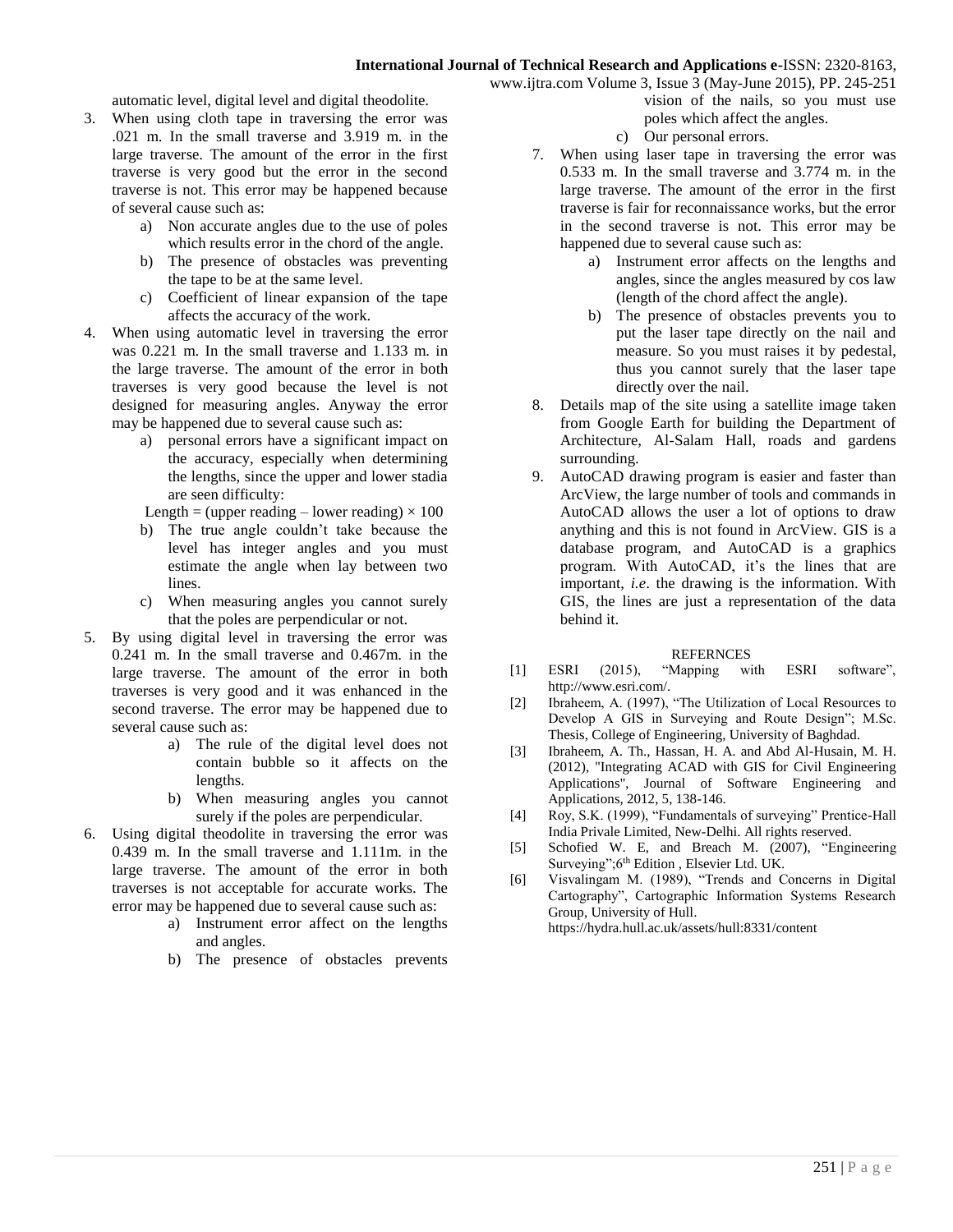automatic level, digital level and digital theodolite.

3. When using cloth tape in traversing the error was .021 m. In the small traverse and 3.919 m. in the large traverse. The amount of the error in the first traverse is very good but the error in the second traverse is not. This error may be happened because of several cause such as:
    a) Non accurate angles due to the use of poles which results error in the chord of the angle.
    b) The presence of obstacles was preventing the tape to be at the same level.
    c) Coefficient of linear expansion of the tape affects the accuracy of the work.
4. When using automatic level in traversing the error was 0.221 m. In the small traverse and 1.133 m. in the large traverse. The amount of the error in both traverses is very good because the level is not designed for measuring angles. Anyway the error may be happened due to several cause such as:
    a) personal errors have a significant impact on the accuracy, especially when determining the lengths, since the upper and lower stadia are seen difficulty:

       Length = (upper reading – lower reading) × 100
    b) The true angle couldn't take because the level has integer angles and you must estimate the angle when lay between two lines.
    c) When measuring angles you cannot surely that the poles are perpendicular or not.
5. By using digital level in traversing the error was 0.241 m. In the small traverse and 0.467m. in the large traverse. The amount of the error in both traverses is very good and it was enhanced in the second traverse. The error may be happened due to several cause such as:
    a) The rule of the digital level does not contain bubble so it affects on the lengths.
    b) When measuring angles you cannot surely if the poles are perpendicular.
6. Using digital theodolite in traversing the error was 0.439 m. In the small traverse and 1.111m. in the large traverse. The amount of the error in both traverses is not acceptable for accurate works. The error may be happened due to several cause such as:
    a) Instrument error affect on the lengths and angles.
    b) The presence of obstacles prevents vision of the nails, so you must use poles which affect the angles.
    c) Our personal errors.
7. When using laser tape in traversing the error was 0.533 m. In the small traverse and 3.774 m. in the large traverse. The amount of the error in the first traverse is fair for reconnaissance works, but the error in the second traverse is not. This error may be happened due to several cause such as:
    a) Instrument error affects on the lengths and angles, since the angles measured by cos law (length of the chord affect the angle).
    b) The presence of obstacles prevents you to put the laser tape directly on the nail and measure. So you must raises it by pedestal, thus you cannot surely that the laser tape directly over the nail.
8. Details map of the site using a satellite image taken from Google Earth for building the Department of Architecture, Al-Salam Hall, roads and gardens surrounding.
9. AutoCAD drawing program is easier and faster than ArcView, the large number of tools and commands in AutoCAD allows the user a lot of options to draw anything and this is not found in ArcView. GIS is a database program, and AutoCAD is a graphics program. With AutoCAD, it's the lines that are important, *i.e*. the drawing is the information. With GIS, the lines are just a representation of the data behind it.

## REFERNCES

[1] ESRI (2015), "Mapping with ESRI software", http://www.esri.com/.

[2] Ibraheem, A. (1997), "The Utilization of Local Resources to Develop A GIS in Surveying and Route Design"; M.Sc. Thesis, College of Engineering, University of Baghdad.

[3] Ibraheem, A. Th., Hassan, H. A. and Abd Al-Husain, M. H. (2012), "Integrating ACAD with GIS for Civil Engineering Applications", Journal of Software Engineering and Applications, 2012, 5, 138-146.

[4] Roy, S.K. (1999), "Fundamentals of surveying" Prentice-Hall India Privale Limited, New-Delhi. All rights reserved.

[5] Schofied W. E, and Breach M. (2007), "Engineering Surveying";6th Edition , Elsevier Ltd. UK.

[6] Visvalingam M. (1989), "Trends and Concerns in Digital Cartography", Cartographic Information Systems Research Group, University of Hull. https://hydra.hull.ac.uk/assets/hull:8331/content